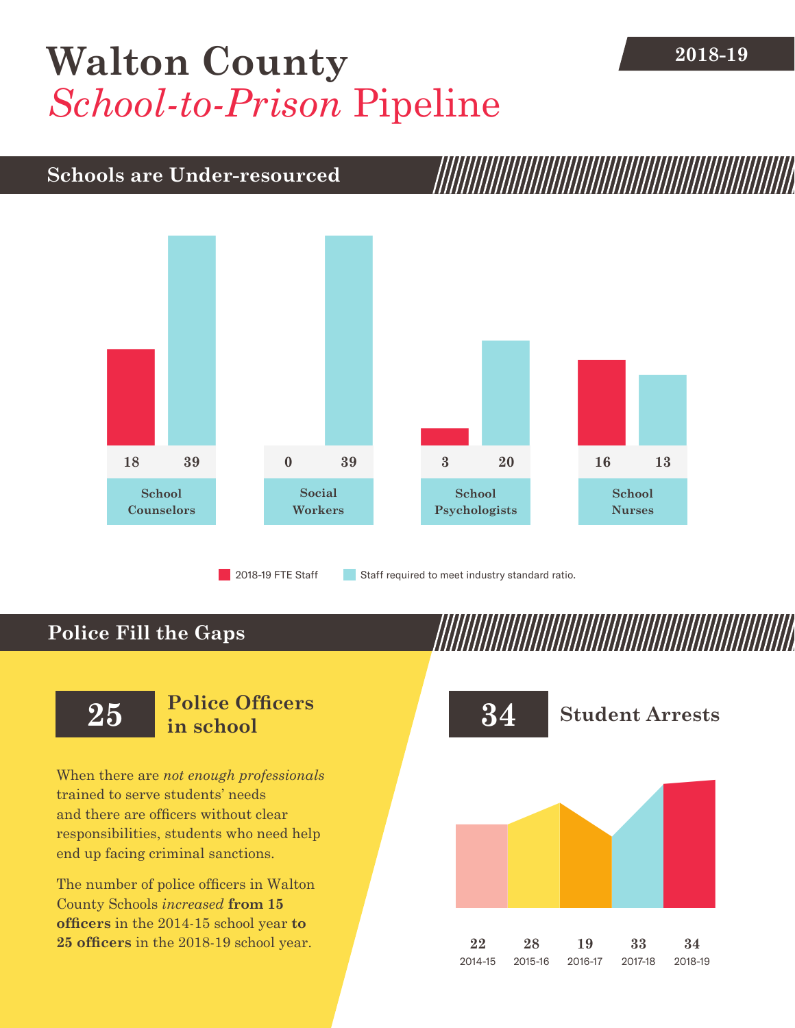# Walton County *School-to-Prison* Pipeline

**2018-19**

## Schools are Under-resourced

18
39
School Counselors

0
39
Social Workers

3
20
School Psychologists

16
13
School Nurses

2018-19 FTE Staff
Staff required to meet industry standard ratio.

## Police Fill the Gaps

**25** **Police Officers in school**

When there are *not enough professionals* trained to serve students' needs and there are officers without clear responsibilities, students who need help end up facing criminal sanctions.

The number of police officers in Walton County Schools *increased* **from 15 officers** in the 2014-15 school year **to 25 officers** in the 2018-19 school year.

**34** **Student Arrests**

22
2014-15

28
2015-16

19
2016-17

33
2017-18

34
2018-19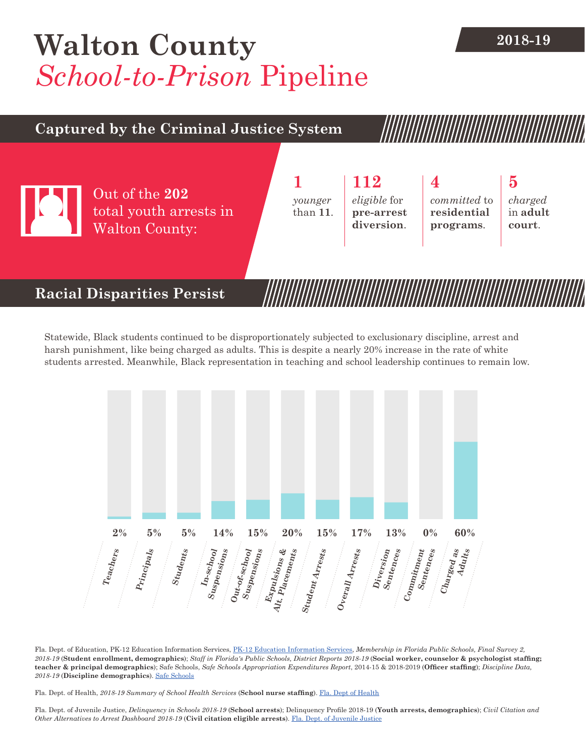# Walton County *School-to-Prison* Pipeline

2018-19

## Captured by the Criminal Justice System

Out of the **202** total youth arrests in Walton County:

**1** *younger* than **11**.

**112** *eligible* for **pre-arrest diversion**.

**4** *committed* to **residential programs**.

**5** *charged* in **adult court**.

## Racial Disparities Persist

Statewide, Black students continued to be disproportionately subjected to exclusionary discipline, arrest and harsh punishment, like being charged as adults. This is despite a nearly 20% increase in the rate of white students arrested. Meanwhile, Black representation in teaching and school leadership continues to remain low.

2% Teachers
5% Principals
5% Students
14% In-school Suspensions
15% Out-of-school Suspensions
20% Expulsions & Alt. Placements
15% Student Arrests
17% Overall Arrests
13% Diversion Sentences
0% Commitment Sentences
60% Charged as Adults

Fla. Dept. of Education, PK-12 Education Information Services, PK-12 Education Information Services, *Membership in Florida Public Schools, Final Survey 2, 2018-19* (**Student enrollment, demographics**); *Staff in Florida's Public Schools, District Reports 2018-19* (**Social worker, counselor & psychologist staffing; teacher & principal demographics**); Safe Schools, *Safe Schools Appropriation Expenditures Report*, 2014-15 & 2018-2019 (**Officer staffing**); *Discipline Data, 2018-19* (**Discipline demographics**). Safe Schools

Fla. Dept. of Health, *2018-19 Summary of School Health Services* (**School nurse staffing**). Fla. Dept of Health

Fla. Dept. of Juvenile Justice, *Delinquency in Schools 2018-19* (**School arrests**); Delinquency Profile 2018-19 (**Youth arrests, demographics**); *Civil Citation and Other Alternatives to Arrest Dashboard 2018-19* (**Civil citation eligible arrests**). Fla. Dept. of Juvenile Justice